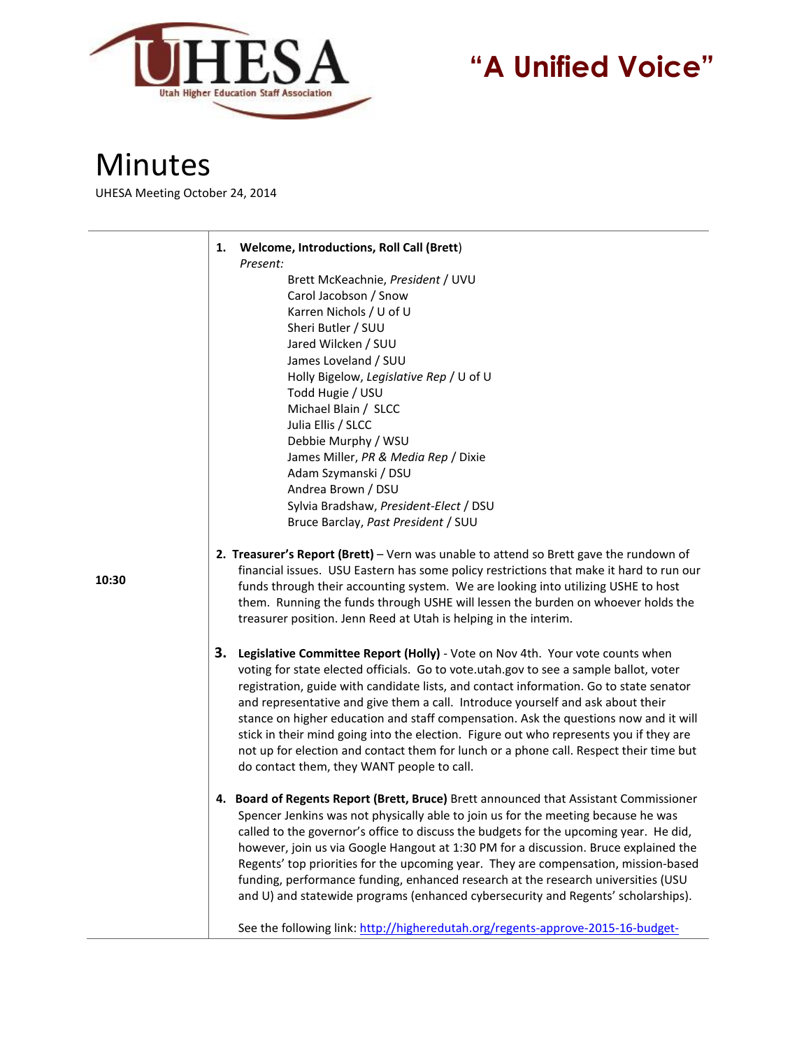UHESA Utah Higher Education Staff Association

**"A Unified Voice"**

# Minutes

UHESA Meeting October 24, 2014

1. **Welcome, Introductions, Roll Call (Brett)**

   *Present:*

   Brett McKeachnie, *President* / UVU
   Carol Jacobson / Snow
   Karren Nichols / U of U
   Sheri Butler / SUU
   Jared Wilcken / SUU
   James Loveland / SUU
   Holly Bigelow, *Legislative Rep* / U of U
   Todd Hugie / USU
   Michael Blain / SLCC
   Julia Ellis / SLCC
   Debbie Murphy / WSU
   James Miller, *PR & Media Rep* / Dixie
   Adam Szymanski / DSU
   Andrea Brown / DSU
   Sylvia Bradshaw, *President-Elect* / DSU
   Bruce Barclay, *Past President* / SUU

**10:30**

2. **Treasurer's Report (Brett)** – Vern was unable to attend so Brett gave the rundown of financial issues. USU Eastern has some policy restrictions that make it hard to run our funds through their accounting system. We are looking into utilizing USHE to host them. Running the funds through USHE will lessen the burden on whoever holds the treasurer position. Jenn Reed at Utah is helping in the interim.

3. **Legislative Committee Report (Holly)** - Vote on Nov 4th. Your vote counts when voting for state elected officials. Go to vote.utah.gov to see a sample ballot, voter registration, guide with candidate lists, and contact information. Go to state senator and representative and give them a call. Introduce yourself and ask about their stance on higher education and staff compensation. Ask the questions now and it will stick in their mind going into the election. Figure out who represents you if they are not up for election and contact them for lunch or a phone call. Respect their time but do contact them, they WANT people to call.

4. **Board of Regents Report (Brett, Bruce)** Brett announced that Assistant Commissioner Spencer Jenkins was not physically able to join us for the meeting because he was called to the governor's office to discuss the budgets for the upcoming year. He did, however, join us via Google Hangout at 1:30 PM for a discussion. Bruce explained the Regents' top priorities for the upcoming year. They are compensation, mission-based funding, performance funding, enhanced research at the research universities (USU and U) and statewide programs (enhanced cybersecurity and Regents' scholarships).

   See the following link: http://higheredutah.org/regents-approve-2015-16-budget-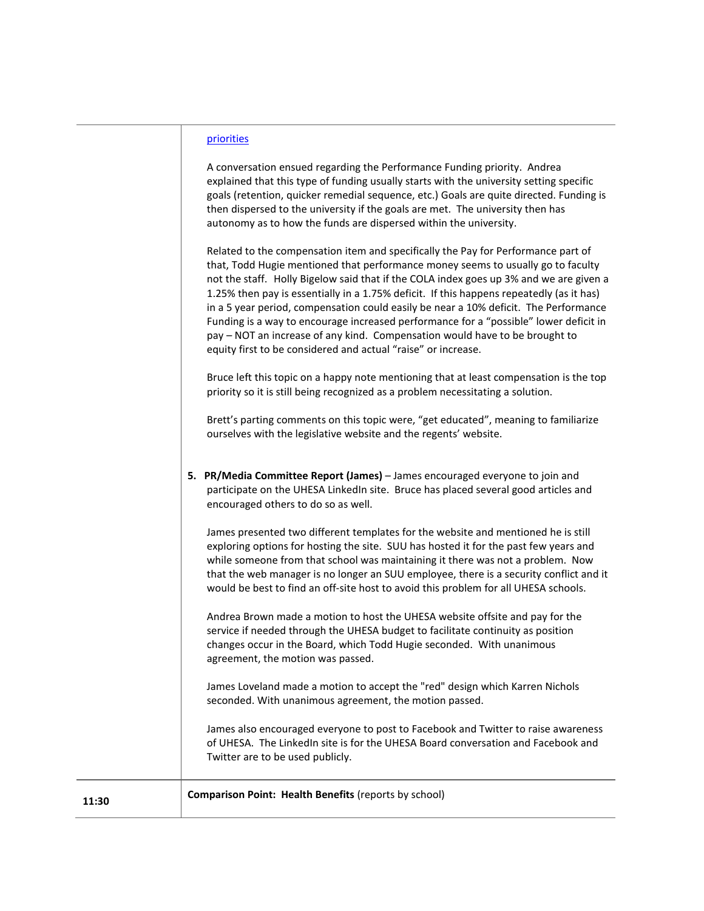| | |
|---|---|
| | [priorities](priorities)<br><br>A conversation ensued regarding the Performance Funding priority. Andrea explained that this type of funding usually starts with the university setting specific goals (retention, quicker remedial sequence, etc.) Goals are quite directed. Funding is then dispersed to the university if the goals are met. The university then has autonomy as to how the funds are dispersed within the university.<br><br>Related to the compensation item and specifically the Pay for Performance part of that, Todd Hugie mentioned that performance money seems to usually go to faculty not the staff. Holly Bigelow said that if the COLA index goes up 3% and we are given a 1.25% then pay is essentially in a 1.75% deficit. If this happens repeatedly (as it has) in a 5 year period, compensation could easily be near a 10% deficit. The Performance Funding is a way to encourage increased performance for a "possible" lower deficit in pay – NOT an increase of any kind. Compensation would have to be brought to equity first to be considered and actual "raise" or increase.<br><br>Bruce left this topic on a happy note mentioning that at least compensation is the top priority so it is still being recognized as a problem necessitating a solution.<br><br>Brett's parting comments on this topic were, "get educated", meaning to familiarize ourselves with the legislative website and the regents' website.<br><br>**5. PR/Media Committee Report (James)** – James encouraged everyone to join and participate on the UHESA LinkedIn site. Bruce has placed several good articles and encouraged others to do so as well.<br><br>James presented two different templates for the website and mentioned he is still exploring options for hosting the site. SUU has hosted it for the past few years and while someone from that school was maintaining it there was not a problem. Now that the web manager is no longer an SUU employee, there is a security conflict and it would be best to find an off-site host to avoid this problem for all UHESA schools.<br><br>Andrea Brown made a motion to host the UHESA website offsite and pay for the service if needed through the UHESA budget to facilitate continuity as position changes occur in the Board, which Todd Hugie seconded. With unanimous agreement, the motion was passed.<br><br>James Loveland made a motion to accept the "red" design which Karren Nichols seconded. With unanimous agreement, the motion passed.<br><br>James also encouraged everyone to post to Facebook and Twitter to raise awareness of UHESA. The LinkedIn site is for the UHESA Board conversation and Facebook and Twitter are to be used publicly. |
| 11:30 | **Comparison Point: Health Benefits** (reports by school) |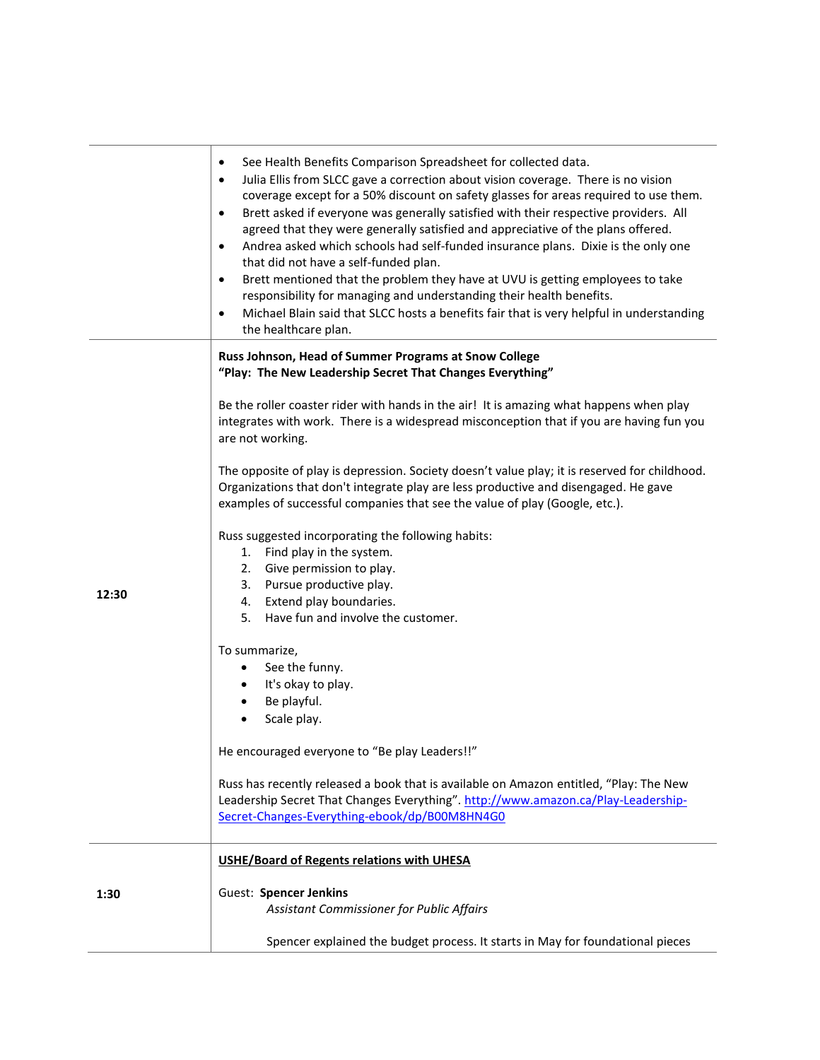| | |
|---|---|
| | • See Health Benefits Comparison Spreadsheet for collected data.<br>• Julia Ellis from SLCC gave a correction about vision coverage. There is no vision coverage except for a 50% discount on safety glasses for areas required to use them.<br>• Brett asked if everyone was generally satisfied with their respective providers. All agreed that they were generally satisfied and appreciative of the plans offered.<br>• Andrea asked which schools had self-funded insurance plans. Dixie is the only one that did not have a self-funded plan.<br>• Brett mentioned that the problem they have at UVU is getting employees to take responsibility for managing and understanding their health benefits.<br>• Michael Blain said that SLCC hosts a benefits fair that is very helpful in understanding the healthcare plan. |
| **12:30** | **Russ Johnson, Head of Summer Programs at Snow College**<br>**"Play: The New Leadership Secret That Changes Everything"**<br><br>Be the roller coaster rider with hands in the air! It is amazing what happens when play integrates with work. There is a widespread misconception that if you are having fun you are not working.<br><br>The opposite of play is depression. Society doesn't value play; it is reserved for childhood. Organizations that don't integrate play are less productive and disengaged. He gave examples of successful companies that see the value of play (Google, etc.).<br><br>Russ suggested incorporating the following habits:<br>1. Find play in the system.<br>2. Give permission to play.<br>3. Pursue productive play.<br>4. Extend play boundaries.<br>5. Have fun and involve the customer.<br><br>To summarize,<br>• See the funny.<br>• It's okay to play.<br>• Be playful.<br>• Scale play.<br><br>He encouraged everyone to "Be play Leaders!!"<br><br>Russ has recently released a book that is available on Amazon entitled, "Play: The New Leadership Secret That Changes Everything". [http://www.amazon.ca/Play-Leadership-Secret-Changes-Everything-ebook/dp/B00M8HN4G0](http://www.amazon.ca/Play-Leadership-Secret-Changes-Everything-ebook/dp/B00M8HN4G0) |
| **1:30** | **USHE/Board of Regents relations with UHESA**<br><br>Guest: **Spencer Jenkins**<br>*Assistant Commissioner for Public Affairs*<br><br>Spencer explained the budget process. It starts in May for foundational pieces |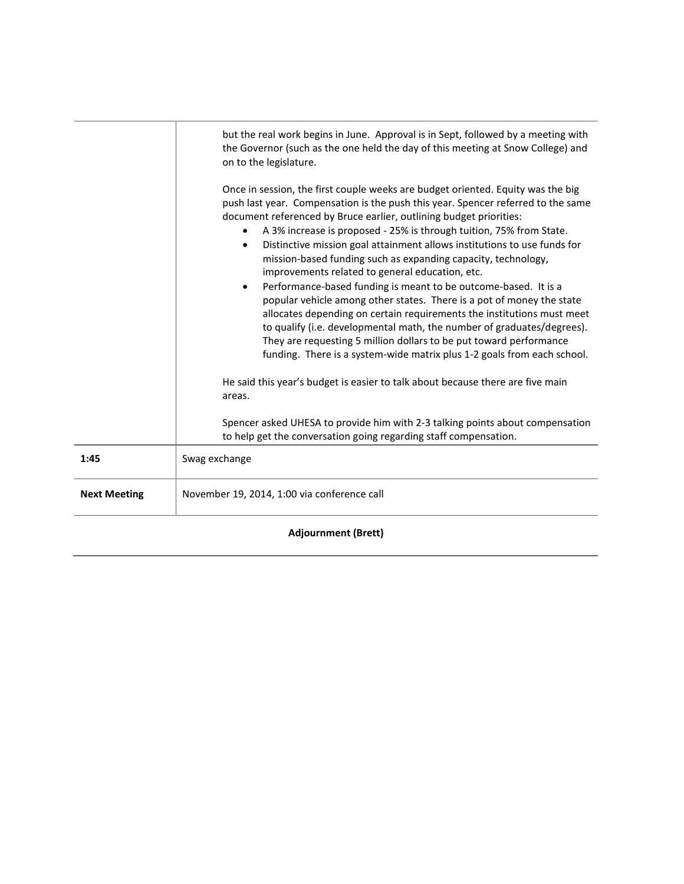| | |
|---|---|
| | but the real work begins in June. Approval is in Sept, followed by a meeting with the Governor (such as the one held the day of this meeting at Snow College) and on to the legislature.<br><br>Once in session, the first couple weeks are budget oriented. Equity was the big push last year. Compensation is the push this year. Spencer referred to the same document referenced by Bruce earlier, outlining budget priorities:<br>• A 3% increase is proposed - 25% is through tuition, 75% from State.<br>• Distinctive mission goal attainment allows institutions to use funds for mission-based funding such as expanding capacity, technology, improvements related to general education, etc.<br>• Performance-based funding is meant to be outcome-based. It is a popular vehicle among other states. There is a pot of money the state allocates depending on certain requirements the institutions must meet to qualify (i.e. developmental math, the number of graduates/degrees). They are requesting 5 million dollars to be put toward performance funding. There is a system-wide matrix plus 1-2 goals from each school.<br><br>He said this year's budget is easier to talk about because there are five main areas.<br><br>Spencer asked UHESA to provide him with 2-3 talking points about compensation to help get the conversation going regarding staff compensation. |
| **1:45** | Swag exchange |
| **Next Meeting** | November 19, 2014, 1:00 via conference call |

**Adjournment (Brett)**